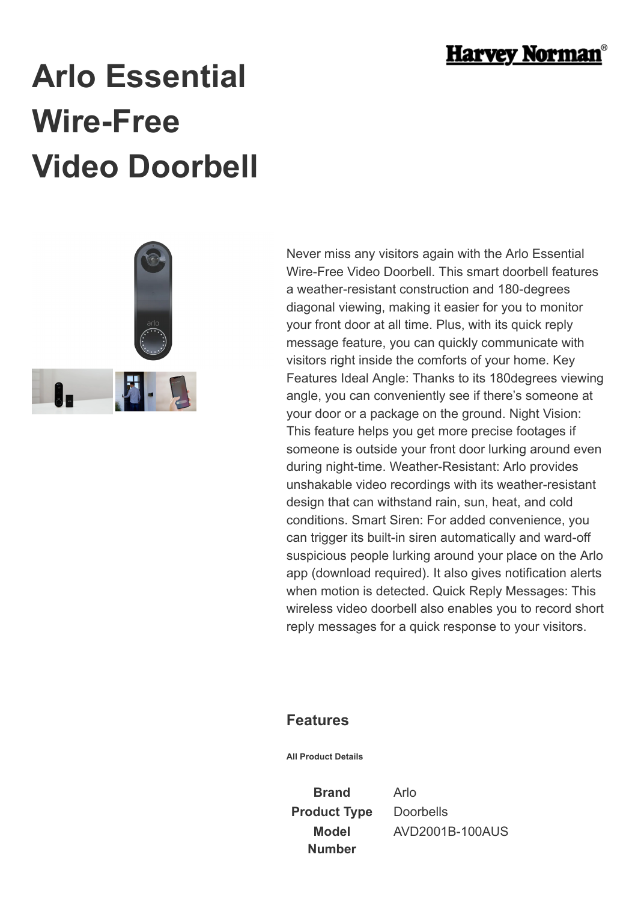# Arlo Essential Wire-Free Video Doorbell

Never miss any visitors again with the Arlo Essential Wire-Free Video Doorbell. This smart doorbell features a weather-resistant construction and 180-degrees diagonal viewing, making it easier for you to monitor your front door at all time. Plus, with its quick reply message feature, you can quickly communicate with visitors right inside the comforts of your home. Key Features Ideal Angle: Thanks to its 180degrees viewing angle, you can conveniently see if there's someone at your door or a package on the ground. Night Vision: This feature helps you get more precise footages if someone is outside your front door lurking around even during night-time. Weather-Resistant: Arlo provides unshakable video recordings with its weather-resistant design that can withstand rain, sun, heat, and cold conditions. Smart Siren: For added convenience, you can trigger its built-in siren automatically and ward-off suspicious people lurking around your place on the Arlo app (download required). It also gives notification alerts when motion is detected. Quick Reply Messages: This wireless video doorbell also enables you to record short reply messages for a quick response to your visitors.

## Features

**All Product Details**

| | |
|---|---|
| **Brand** | Arlo |
| **Product Type** | Doorbells |
| **Model Number** | AVD2001B-100AUS |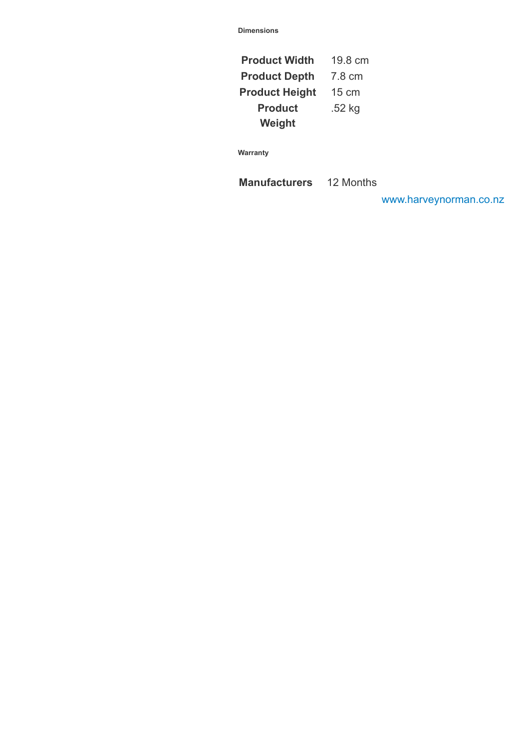#### Dimensions

| | |
|---|---|
| **Product Width** | 19.8 cm |
| **Product Depth** | 7.8 cm |
| **Product Height** | 15 cm |
| **Product Weight** | .52 kg |

#### Warranty

| | |
|---|---|
| **Manufacturers** | 12 Months |

www.harveynorman.co.nz